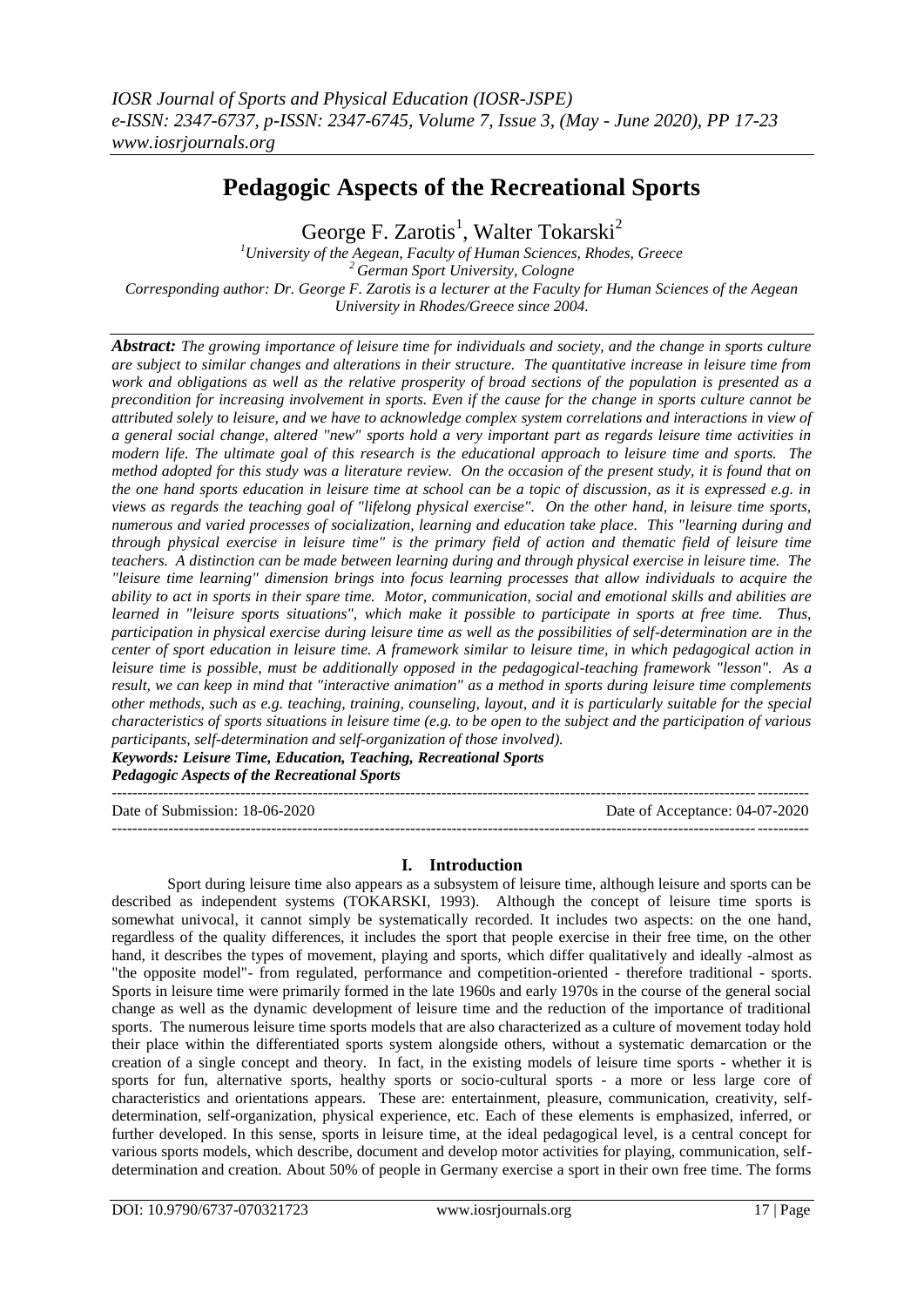# Pedagogic Aspects of the Recreational Sports

George F. Zarotis[1], Walter Tokarski[2]

[1]University of the Aegean, Faculty of Human Sciences, Rhodes, Greece
[2] German Sport University, Cologne
Corresponding author: Dr. George F. Zarotis is a lecturer at the Faculty for Human Sciences of the Aegean University in Rhodes/Greece since 2004.

***Abstract:*** *The growing importance of leisure time for individuals and society, and the change in sports culture are subject to similar changes and alterations in their structure. The quantitative increase in leisure time from work and obligations as well as the relative prosperity of broad sections of the population is presented as a precondition for increasing involvement in sports. Even if the cause for the change in sports culture cannot be attributed solely to leisure, and we have to acknowledge complex system correlations and interactions in view of a general social change, altered "new" sports hold a very important part as regards leisure time activities in modern life. The ultimate goal of this research is the educational approach to leisure time and sports. The method adopted for this study was a literature review. On the occasion of the present study, it is found that on the one hand sports education in leisure time at school can be a topic of discussion, as it is expressed e.g. in views as regards the teaching goal of "lifelong physical exercise". On the other hand, in leisure time sports, numerous and varied processes of socialization, learning and education take place. This "learning during and through physical exercise in leisure time" is the primary field of action and thematic field of leisure time teachers. A distinction can be made between learning during and through physical exercise in leisure time. The "leisure time learning" dimension brings into focus learning processes that allow individuals to acquire the ability to act in sports in their spare time. Motor, communication, social and emotional skills and abilities are learned in "leisure sports situations", which make it possible to participate in sports at free time. Thus, participation in physical exercise during leisure time as well as the possibilities of self-determination are in the center of sport education in leisure time. A framework similar to leisure time, in which pedagogical action in leisure time is possible, must be additionally opposed in the pedagogical-teaching framework "lesson". As a result, we can keep in mind that "interactive animation" as a method in sports during leisure time complements other methods, such as e.g. teaching, training, counseling, layout, and it is particularly suitable for the special characteristics of sports situations in leisure time (e.g. to be open to the subject and the participation of various participants, self-determination and self-organization of those involved).*

***Keywords: Leisure Time, Education, Teaching, Recreational Sports***
***Pedagogic Aspects of the Recreational Sports***

Date of Submission: 18-06-2020 — Date of Acceptance: 04-07-2020

## I. Introduction

Sport during leisure time also appears as a subsystem of leisure time, although leisure and sports can be described as independent systems (TOKARSKI, 1993). Although the concept of leisure time sports is somewhat univocal, it cannot simply be systematically recorded. It includes two aspects: on the one hand, regardless of the quality differences, it includes the sport that people exercise in their free time, on the other hand, it describes the types of movement, playing and sports, which differ qualitatively and ideally -almost as "the opposite model"- from regulated, performance and competition-oriented - therefore traditional - sports. Sports in leisure time were primarily formed in the late 1960s and early 1970s in the course of the general social change as well as the dynamic development of leisure time and the reduction of the importance of traditional sports. The numerous leisure time sports models that are also characterized as a culture of movement today hold their place within the differentiated sports system alongside others, without a systematic demarcation or the creation of a single concept and theory. In fact, in the existing models of leisure time sports - whether it is sports for fun, alternative sports, healthy sports or socio-cultural sports - a more or less large core of characteristics and orientations appears. These are: entertainment, pleasure, communication, creativity, self-determination, self-organization, physical experience, etc. Each of these elements is emphasized, inferred, or further developed. In this sense, sports in leisure time, at the ideal pedagogical level, is a central concept for various sports models, which describe, document and develop motor activities for playing, communication, self-determination and creation. About 50% of people in Germany exercise a sport in their own free time. The forms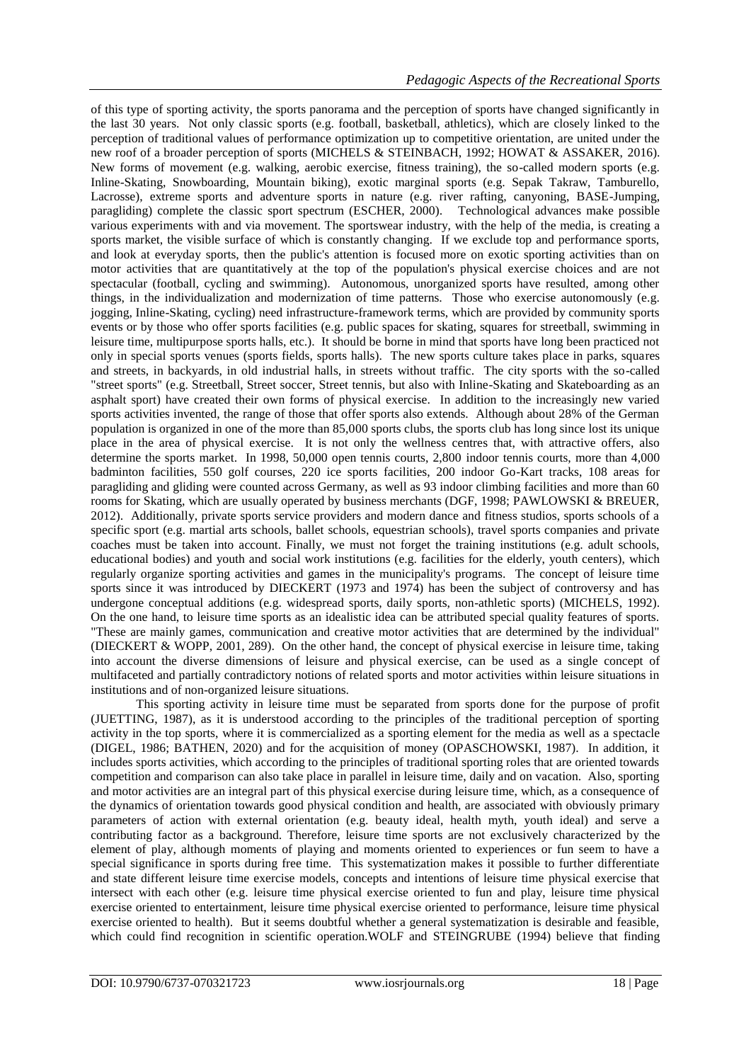of this type of sporting activity, the sports panorama and the perception of sports have changed significantly in the last 30 years. Not only classic sports (e.g. football, basketball, athletics), which are closely linked to the perception of traditional values of performance optimization up to competitive orientation, are united under the new roof of a broader perception of sports (MICHELS & STEINBACH, 1992; HOWAT & ASSAKER, 2016). New forms of movement (e.g. walking, aerobic exercise, fitness training), the so-called modern sports (e.g. Inline-Skating, Snowboarding, Mountain biking), exotic marginal sports (e.g. Sepak Takraw, Tamburello, Lacrosse), extreme sports and adventure sports in nature (e.g. river rafting, canyoning, BASE-Jumping, paragliding) complete the classic sport spectrum (ESCHER, 2000). Technological advances make possible various experiments with and via movement. The sportswear industry, with the help of the media, is creating a sports market, the visible surface of which is constantly changing. If we exclude top and performance sports, and look at everyday sports, then the public's attention is focused more on exotic sporting activities than on motor activities that are quantitatively at the top of the population's physical exercise choices and are not spectacular (football, cycling and swimming). Autonomous, unorganized sports have resulted, among other things, in the individualization and modernization of time patterns. Those who exercise autonomously (e.g. jogging, Inline-Skating, cycling) need infrastructure-framework terms, which are provided by community sports events or by those who offer sports facilities (e.g. public spaces for skating, squares for streetball, swimming in leisure time, multipurpose sports halls, etc.). It should be borne in mind that sports have long been practiced not only in special sports venues (sports fields, sports halls). The new sports culture takes place in parks, squares and streets, in backyards, in old industrial halls, in streets without traffic. The city sports with the so-called "street sports" (e.g. Streetball, Street soccer, Street tennis, but also with Inline-Skating and Skateboarding as an asphalt sport) have created their own forms of physical exercise. In addition to the increasingly new varied sports activities invented, the range of those that offer sports also extends. Although about 28% of the German population is organized in one of the more than 85,000 sports clubs, the sports club has long since lost its unique place in the area of physical exercise. It is not only the wellness centres that, with attractive offers, also determine the sports market. In 1998, 50,000 open tennis courts, 2,800 indoor tennis courts, more than 4,000 badminton facilities, 550 golf courses, 220 ice sports facilities, 200 indoor Go-Kart tracks, 108 areas for paragliding and gliding were counted across Germany, as well as 93 indoor climbing facilities and more than 60 rooms for Skating, which are usually operated by business merchants (DGF, 1998; PAWLOWSKI & BREUER, 2012). Additionally, private sports service providers and modern dance and fitness studios, sports schools of a specific sport (e.g. martial arts schools, ballet schools, equestrian schools), travel sports companies and private coaches must be taken into account. Finally, we must not forget the training institutions (e.g. adult schools, educational bodies) and youth and social work institutions (e.g. facilities for the elderly, youth centers), which regularly organize sporting activities and games in the municipality's programs. The concept of leisure time sports since it was introduced by DIECKERT (1973 and 1974) has been the subject of controversy and has undergone conceptual additions (e.g. widespread sports, daily sports, non-athletic sports) (MICHELS, 1992). On the one hand, to leisure time sports as an idealistic idea can be attributed special quality features of sports. "These are mainly games, communication and creative motor activities that are determined by the individual" (DIECKERT & WOPP, 2001, 289). On the other hand, the concept of physical exercise in leisure time, taking into account the diverse dimensions of leisure and physical exercise, can be used as a single concept of multifaceted and partially contradictory notions of related sports and motor activities within leisure situations in institutions and of non-organized leisure situations.

This sporting activity in leisure time must be separated from sports done for the purpose of profit (JUETTING, 1987), as it is understood according to the principles of the traditional perception of sporting activity in the top sports, where it is commercialized as a sporting element for the media as well as a spectacle (DIGEL, 1986; BATHEN, 2020) and for the acquisition of money (OPASCHOWSKI, 1987). In addition, it includes sports activities, which according to the principles of traditional sporting roles that are oriented towards competition and comparison can also take place in parallel in leisure time, daily and on vacation. Also, sporting and motor activities are an integral part of this physical exercise during leisure time, which, as a consequence of the dynamics of orientation towards good physical condition and health, are associated with obviously primary parameters of action with external orientation (e.g. beauty ideal, health myth, youth ideal) and serve a contributing factor as a background. Therefore, leisure time sports are not exclusively characterized by the element of play, although moments of playing and moments oriented to experiences or fun seem to have a special significance in sports during free time. This systematization makes it possible to further differentiate and state different leisure time exercise models, concepts and intentions of leisure time physical exercise that intersect with each other (e.g. leisure time physical exercise oriented to fun and play, leisure time physical exercise oriented to entertainment, leisure time physical exercise oriented to performance, leisure time physical exercise oriented to health). But it seems doubtful whether a general systematization is desirable and feasible, which could find recognition in scientific operation.WOLF and STEINGRUBE (1994) believe that finding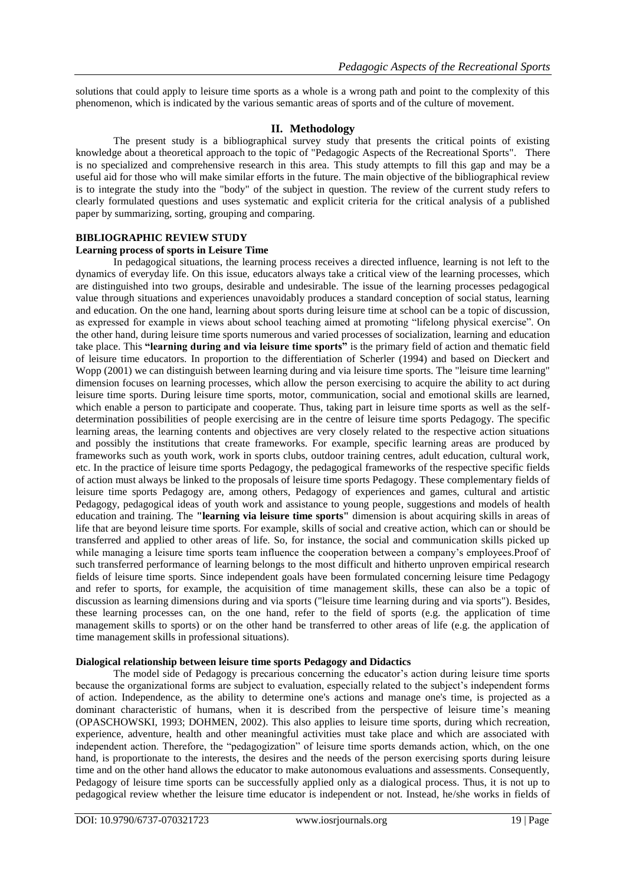solutions that could apply to leisure time sports as a whole is a wrong path and point to the complexity of this phenomenon, which is indicated by the various semantic areas of sports and of the culture of movement.

## II. Methodology

The present study is a bibliographical survey study that presents the critical points of existing knowledge about a theoretical approach to the topic of "Pedagogic Aspects of the Recreational Sports". There is no specialized and comprehensive research in this area. This study attempts to fill this gap and may be a useful aid for those who will make similar efforts in the future. The main objective of the bibliographical review is to integrate the study into the "body" of the subject in question. The review of the current study refers to clearly formulated questions and uses systematic and explicit criteria for the critical analysis of a published paper by summarizing, sorting, grouping and comparing.

### BIBLIOGRAPHIC REVIEW STUDY

#### Learning process of sports in Leisure Time

In pedagogical situations, the learning process receives a directed influence, learning is not left to the dynamics of everyday life. On this issue, educators always take a critical view of the learning processes, which are distinguished into two groups, desirable and undesirable. The issue of the learning processes pedagogical value through situations and experiences unavoidably produces a standard conception of social status, learning and education. On the one hand, learning about sports during leisure time at school can be a topic of discussion, as expressed for example in views about school teaching aimed at promoting "lifelong physical exercise". On the other hand, during leisure time sports numerous and varied processes of socialization, learning and education take place. This **"learning during and via leisure time sports"** is the primary field of action and thematic field of leisure time educators. In proportion to the differentiation of Scherler (1994) and based on Dieckert and Wopp (2001) we can distinguish between learning during and via leisure time sports. The "leisure time learning" dimension focuses on learning processes, which allow the person exercising to acquire the ability to act during leisure time sports. During leisure time sports, motor, communication, social and emotional skills are learned, which enable a person to participate and cooperate. Thus, taking part in leisure time sports as well as the self-determination possibilities of people exercising are in the centre of leisure time sports Pedagogy. The specific learning areas, the learning contents and objectives are very closely related to the respective action situations and possibly the institutions that create frameworks. For example, specific learning areas are produced by frameworks such as youth work, work in sports clubs, outdoor training centres, adult education, cultural work, etc. In the practice of leisure time sports Pedagogy, the pedagogical frameworks of the respective specific fields of action must always be linked to the proposals of leisure time sports Pedagogy. These complementary fields of leisure time sports Pedagogy are, among others, Pedagogy of experiences and games, cultural and artistic Pedagogy, pedagogical ideas of youth work and assistance to young people, suggestions and models of health education and training. The **"learning via leisure time sports"** dimension is about acquiring skills in areas of life that are beyond leisure time sports. For example, skills of social and creative action, which can or should be transferred and applied to other areas of life. So, for instance, the social and communication skills picked up while managing a leisure time sports team influence the cooperation between a company's employees.Proof of such transferred performance of learning belongs to the most difficult and hitherto unproven empirical research fields of leisure time sports. Since independent goals have been formulated concerning leisure time Pedagogy and refer to sports, for example, the acquisition of time management skills, these can also be a topic of discussion as learning dimensions during and via sports ("leisure time learning during and via sports"). Besides, these learning processes can, on the one hand, refer to the field of sports (e.g. the application of time management skills to sports) or on the other hand be transferred to other areas of life (e.g. the application of time management skills in professional situations).

#### Dialogical relationship between leisure time sports Pedagogy and Didactics

The model side of Pedagogy is precarious concerning the educator's action during leisure time sports because the organizational forms are subject to evaluation, especially related to the subject's independent forms of action. Independence, as the ability to determine one's actions and manage one's time, is projected as a dominant characteristic of humans, when it is described from the perspective of leisure time's meaning (OPASCHOWSKI, 1993; DOHMEN, 2002). This also applies to leisure time sports, during which recreation, experience, adventure, health and other meaningful activities must take place and which are associated with independent action. Therefore, the "pedagogization" of leisure time sports demands action, which, on the one hand, is proportionate to the interests, the desires and the needs of the person exercising sports during leisure time and on the other hand allows the educator to make autonomous evaluations and assessments. Consequently, Pedagogy of leisure time sports can be successfully applied only as a dialogical process. Thus, it is not up to pedagogical review whether the leisure time educator is independent or not. Instead, he/she works in fields of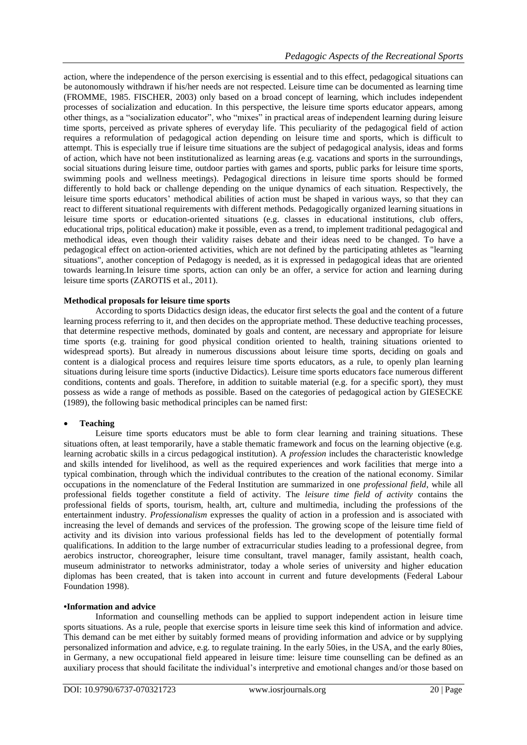action, where the independence of the person exercising is essential and to this effect, pedagogical situations can be autonomously withdrawn if his/her needs are not respected. Leisure time can be documented as learning time (FROMME, 1985. FISCHER, 2003) only based on a broad concept of learning, which includes independent processes of socialization and education. In this perspective, the leisure time sports educator appears, among other things, as a "socialization educator", who "mixes" in practical areas of independent learning during leisure time sports, perceived as private spheres of everyday life. This peculiarity of the pedagogical field of action requires a reformulation of pedagogical action depending on leisure time and sports, which is difficult to attempt. This is especially true if leisure time situations are the subject of pedagogical analysis, ideas and forms of action, which have not been institutionalized as learning areas (e.g. vacations and sports in the surroundings, social situations during leisure time, outdoor parties with games and sports, public parks for leisure time sports, swimming pools and wellness meetings). Pedagogical directions in leisure time sports should be formed differently to hold back or challenge depending on the unique dynamics of each situation. Respectively, the leisure time sports educators' methodical abilities of action must be shaped in various ways, so that they can react to different situational requirements with different methods. Pedagogically organized learning situations in leisure time sports or education-oriented situations (e.g. classes in educational institutions, club offers, educational trips, political education) make it possible, even as a trend, to implement traditional pedagogical and methodical ideas, even though their validity raises debate and their ideas need to be changed. To have a pedagogical effect on action-oriented activities, which are not defined by the participating athletes as "learning situations", another conception of Pedagogy is needed, as it is expressed in pedagogical ideas that are oriented towards learning.In leisure time sports, action can only be an offer, a service for action and learning during leisure time sports (ZAROTIS et al., 2011).

**Methodical proposals for leisure time sports**

According to sports Didactics design ideas, the educator first selects the goal and the content of a future learning process referring to it, and then decides on the appropriate method. These deductive teaching processes, that determine respective methods, dominated by goals and content, are necessary and appropriate for leisure time sports (e.g. training for good physical condition oriented to health, training situations oriented to widespread sports). But already in numerous discussions about leisure time sports, deciding on goals and content is a dialogical process and requires leisure time sports educators, as a rule, to openly plan learning situations during leisure time sports (inductive Didactics). Leisure time sports educators face numerous different conditions, contents and goals. Therefore, in addition to suitable material (e.g. for a specific sport), they must possess as wide a range of methods as possible. Based on the categories of pedagogical action by GIESECKE (1989), the following basic methodical principles can be named first:

- **Teaching**

Leisure time sports educators must be able to form clear learning and training situations. These situations often, at least temporarily, have a stable thematic framework and focus on the learning objective (e.g. learning acrobatic skills in a circus pedagogical institution). A *profession* includes the characteristic knowledge and skills intended for livelihood, as well as the required experiences and work facilities that merge into a typical combination, through which the individual contributes to the creation of the national economy. Similar occupations in the nomenclature of the Federal Institution are summarized in one *professional field*, while all professional fields together constitute a field of activity. The *leisure time field of activity* contains the professional fields of sports, tourism, health, art, culture and multimedia, including the professions of the entertainment industry. *Professionalism* expresses the quality of action in a profession and is associated with increasing the level of demands and services of the profession. The growing scope of the leisure time field of activity and its division into various professional fields has led to the development of potentially formal qualifications. In addition to the large number of extracurricular studies leading to a professional degree, from aerobics instructor, choreographer, leisure time consultant, travel manager, family assistant, health coach, museum administrator to networks administrator, today a whole series of university and higher education diplomas has been created, that is taken into account in current and future developments (Federal Labour Foundation 1998).

**•Information and advice**

Information and counselling methods can be applied to support independent action in leisure time sports situations. As a rule, people that exercise sports in leisure time seek this kind of information and advice. This demand can be met either by suitably formed means of providing information and advice or by supplying personalized information and advice, e.g. to regulate training. In the early 50ies, in the USA, and the early 80ies, in Germany, a new occupational field appeared in leisure time: leisure time counselling can be defined as an auxiliary process that should facilitate the individual's interpretive and emotional changes and/or those based on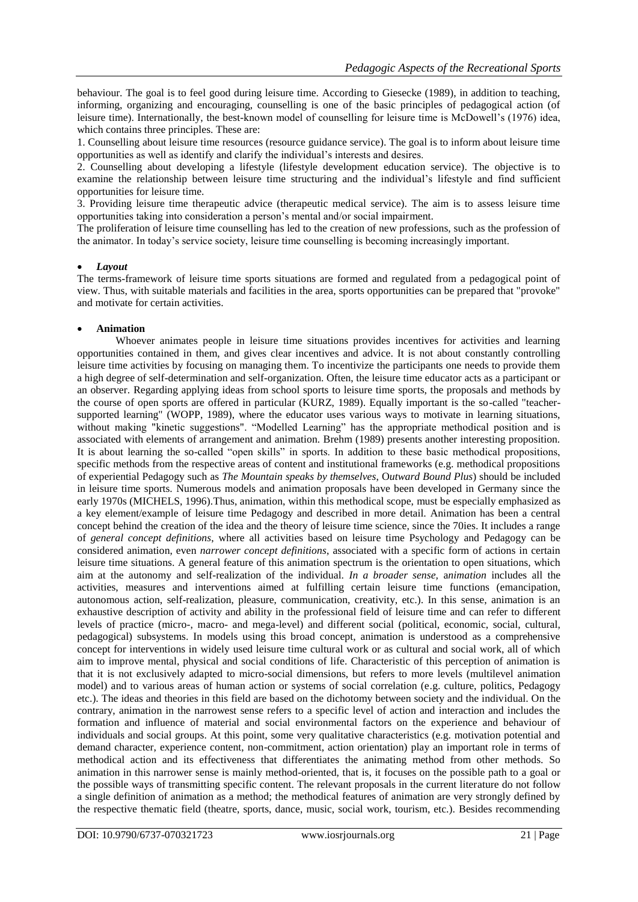behaviour. The goal is to feel good during leisure time. According to Giesecke (1989), in addition to teaching, informing, organizing and encouraging, counselling is one of the basic principles of pedagogical action (of leisure time). Internationally, the best-known model of counselling for leisure time is McDowell's (1976) idea, which contains three principles. These are:

1. Counselling about leisure time resources (resource guidance service). The goal is to inform about leisure time opportunities as well as identify and clarify the individual's interests and desires.
2. Counselling about developing a lifestyle (lifestyle development education service). The objective is to examine the relationship between leisure time structuring and the individual's lifestyle and find sufficient opportunities for leisure time.
3. Providing leisure time therapeutic advice (therapeutic medical service). The aim is to assess leisure time opportunities taking into consideration a person's mental and/or social impairment.

The proliferation of leisure time counselling has led to the creation of new professions, such as the profession of the animator. In today's service society, leisure time counselling is becoming increasingly important.

- ***Layout***

The terms-framework of leisure time sports situations are formed and regulated from a pedagogical point of view. Thus, with suitable materials and facilities in the area, sports opportunities can be prepared that "provoke" and motivate for certain activities.

- **Animation**

Whoever animates people in leisure time situations provides incentives for activities and learning opportunities contained in them, and gives clear incentives and advice. It is not about constantly controlling leisure time activities by focusing on managing them. To incentivize the participants one needs to provide them a high degree of self-determination and self-organization. Often, the leisure time educator acts as a participant or an observer. Regarding applying ideas from school sports to leisure time sports, the proposals and methods by the course of open sports are offered in particular (KURZ, 1989). Equally important is the so-called "teacher-supported learning" (WOPP, 1989), where the educator uses various ways to motivate in learning situations, without making "kinetic suggestions". "Modelled Learning" has the appropriate methodical position and is associated with elements of arrangement and animation. Brehm (1989) presents another interesting proposition. It is about learning the so-called "open skills" in sports. In addition to these basic methodical propositions, specific methods from the respective areas of content and institutional frameworks (e.g. methodical propositions of experiential Pedagogy such as *The Mountain speaks by themselves*, O*utward Bound Plus*) should be included in leisure time sports. Numerous models and animation proposals have been developed in Germany since the early 1970s (MICHELS, 1996).Thus, animation, within this methodical scope, must be especially emphasized as a key element/example of leisure time Pedagogy and described in more detail. Animation has been a central concept behind the creation of the idea and the theory of leisure time science, since the 70ies. It includes a range of *general concept definitions*, where all activities based on leisure time Psychology and Pedagogy can be considered animation, even *narrower concept definitions*, associated with a specific form of actions in certain leisure time situations. A general feature of this animation spectrum is the orientation to open situations, which aim at the autonomy and self-realization of the individual. *In a broader sense, animation* includes all the activities, measures and interventions aimed at fulfilling certain leisure time functions (emancipation, autonomous action, self-realization, pleasure, communication, creativity, etc.). In this sense, animation is an exhaustive description of activity and ability in the professional field of leisure time and can refer to different levels of practice (micro-, macro- and mega-level) and different social (political, economic, social, cultural, pedagogical) subsystems. In models using this broad concept, animation is understood as a comprehensive concept for interventions in widely used leisure time cultural work or as cultural and social work, all of which aim to improve mental, physical and social conditions of life. Characteristic of this perception of animation is that it is not exclusively adapted to micro-social dimensions, but refers to more levels (multilevel animation model) and to various areas of human action or systems of social correlation (e.g. culture, politics, Pedagogy etc.). The ideas and theories in this field are based on the dichotomy between society and the individual. On the contrary, animation in the narrowest sense refers to a specific level of action and interaction and includes the formation and influence of material and social environmental factors on the experience and behaviour of individuals and social groups. At this point, some very qualitative characteristics (e.g. motivation potential and demand character, experience content, non-commitment, action orientation) play an important role in terms of methodical action and its effectiveness that differentiates the animating method from other methods. So animation in this narrower sense is mainly method-oriented, that is, it focuses on the possible path to a goal or the possible ways of transmitting specific content. The relevant proposals in the current literature do not follow a single definition of animation as a method; the methodical features of animation are very strongly defined by the respective thematic field (theatre, sports, dance, music, social work, tourism, etc.). Besides recommending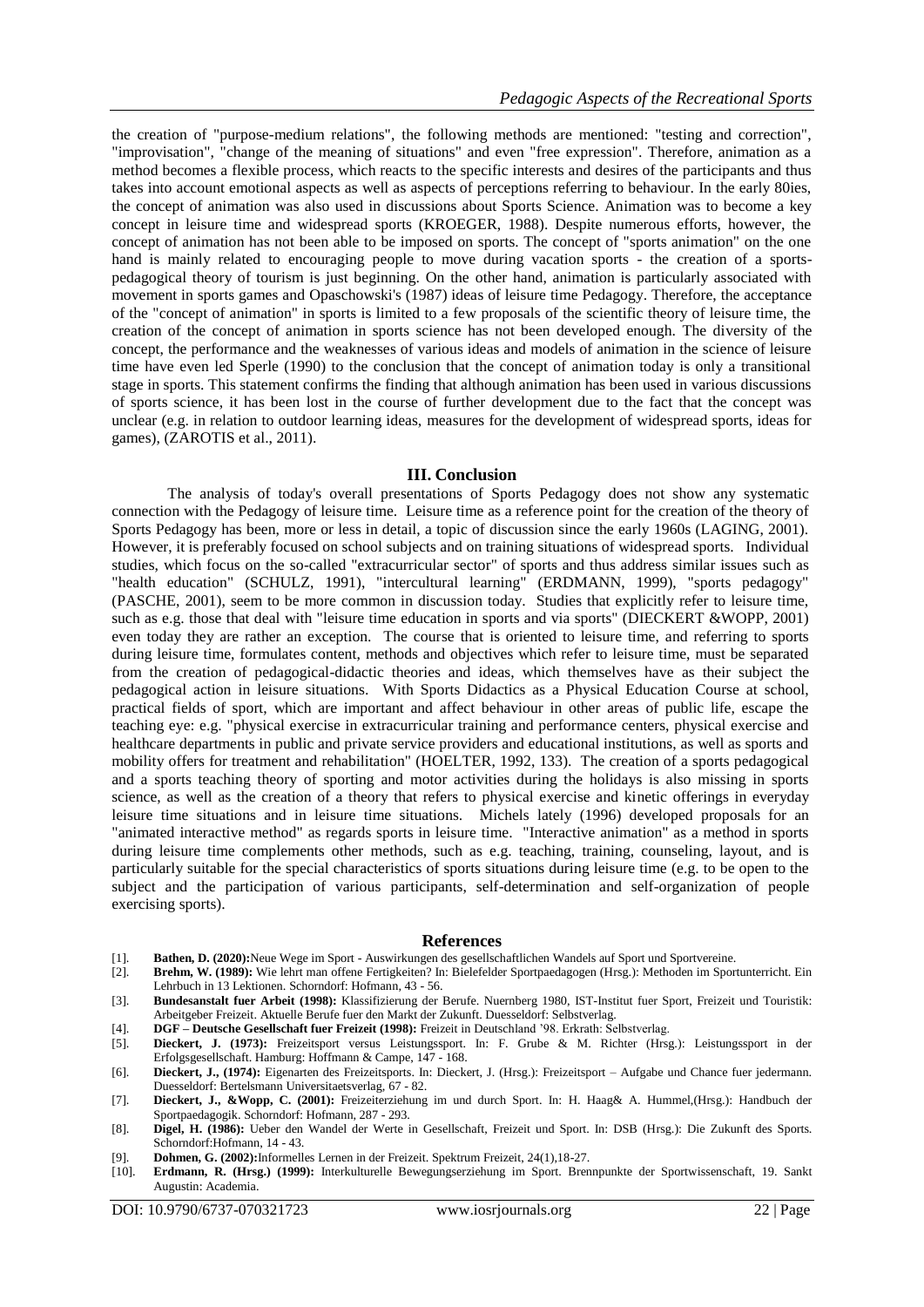the creation of "purpose-medium relations", the following methods are mentioned: "testing and correction", "improvisation", "change of the meaning of situations" and even "free expression". Therefore, animation as a method becomes a flexible process, which reacts to the specific interests and desires of the participants and thus takes into account emotional aspects as well as aspects of perceptions referring to behaviour. In the early 80ies, the concept of animation was also used in discussions about Sports Science. Animation was to become a key concept in leisure time and widespread sports (KROEGER, 1988). Despite numerous efforts, however, the concept of animation has not been able to be imposed on sports. The concept of "sports animation" on the one hand is mainly related to encouraging people to move during vacation sports - the creation of a sports-pedagogical theory of tourism is just beginning. On the other hand, animation is particularly associated with movement in sports games and Opaschowski's (1987) ideas of leisure time Pedagogy. Therefore, the acceptance of the "concept of animation" in sports is limited to a few proposals of the scientific theory of leisure time, the creation of the concept of animation in sports science has not been developed enough. The diversity of the concept, the performance and the weaknesses of various ideas and models of animation in the science of leisure time have even led Sperle (1990) to the conclusion that the concept of animation today is only a transitional stage in sports. This statement confirms the finding that although animation has been used in various discussions of sports science, it has been lost in the course of further development due to the fact that the concept was unclear (e.g. in relation to outdoor learning ideas, measures for the development of widespread sports, ideas for games), (ZAROTIS et al., 2011).

## III. Conclusion

The analysis of today's overall presentations of Sports Pedagogy does not show any systematic connection with the Pedagogy of leisure time. Leisure time as a reference point for the creation of the theory of Sports Pedagogy has been, more or less in detail, a topic of discussion since the early 1960s (LAGING, 2001). However, it is preferably focused on school subjects and on training situations of widespread sports. Individual studies, which focus on the so-called "extracurricular sector" of sports and thus address similar issues such as "health education" (SCHULZ, 1991), "intercultural learning" (ERDMANN, 1999), "sports pedagogy" (PASCHE, 2001), seem to be more common in discussion today. Studies that explicitly refer to leisure time, such as e.g. those that deal with "leisure time education in sports and via sports" (DIECKERT &WOPP, 2001) even today they are rather an exception. The course that is oriented to leisure time, and referring to sports during leisure time, formulates content, methods and objectives which refer to leisure time, must be separated from the creation of pedagogical-didactic theories and ideas, which themselves have as their subject the pedagogical action in leisure situations. With Sports Didactics as a Physical Education Course at school, practical fields of sport, which are important and affect behaviour in other areas of public life, escape the teaching eye: e.g. "physical exercise in extracurricular training and performance centers, physical exercise and healthcare departments in public and private service providers and educational institutions, as well as sports and mobility offers for treatment and rehabilitation" (HOELTER, 1992, 133). The creation of a sports pedagogical and a sports teaching theory of sporting and motor activities during the holidays is also missing in sports science, as well as the creation of a theory that refers to physical exercise and kinetic offerings in everyday leisure time situations and in leisure time situations. Michels lately (1996) developed proposals for an "animated interactive method" as regards sports in leisure time. "Interactive animation" as a method in sports during leisure time complements other methods, such as e.g. teaching, training, counseling, layout, and is particularly suitable for the special characteristics of sports situations during leisure time (e.g. to be open to the subject and the participation of various participants, self-determination and self-organization of people exercising sports).

## References

[1]. **Bathen, D. (2020):**Neue Wege im Sport - Auswirkungen des gesellschaftlichen Wandels auf Sport und Sportvereine.

[2]. **Brehm, W. (1989):** Wie lehrt man offene Fertigkeiten? In: Bielefelder Sportpaedagogen (Hrsg.): Methoden im Sportunterricht. Ein Lehrbuch in 13 Lektionen. Schorndorf: Hofmann, 43 - 56.

[3]. **Bundesanstalt fuer Arbeit (1998):** Klassifizierung der Berufe. Nuernberg 1980, IST-Institut fuer Sport, Freizeit und Touristik: Arbeitgeber Freizeit. Aktuelle Berufe fuer den Markt der Zukunft. Duesseldorf: Selbstverlag.

[4]. **DGF – Deutsche Gesellschaft fuer Freizeit (1998):** Freizeit in Deutschland '98. Erkrath: Selbstverlag.

[5]. **Dieckert, J. (1973):** Freizeitsport versus Leistungssport. In: F. Grube & M. Richter (Hrsg.): Leistungssport in der Erfolgsgesellschaft. Hamburg: Hoffmann & Campe, 147 - 168.

[6]. **Dieckert, J., (1974):** Eigenarten des Freizeitsports. In: Dieckert, J. (Hrsg.): Freizeitsport – Aufgabe und Chance fuer jedermann. Duesseldorf: Bertelsmann Universitaetsverlag, 67 - 82.

[7]. **Dieckert, J., &Wopp, C. (2001):** Freizeiterziehung im und durch Sport. In: H. Haag& A. Hummel,(Hrsg.): Handbuch der Sportpaedagogik. Schorndorf: Hofmann, 287 - 293.

[8]. **Digel, H. (1986):** Ueber den Wandel der Werte in Gesellschaft, Freizeit und Sport. In: DSB (Hrsg.): Die Zukunft des Sports. Schorndorf:Hofmann, 14 - 43.

[9]. **Dohmen, G. (2002):**Informelles Lernen in der Freizeit. Spektrum Freizeit, 24(1),18-27.

[10]. **Erdmann, R. (Hrsg.) (1999):** Interkulturelle Bewegungserziehung im Sport. Brennpunkte der Sportwissenschaft, 19. Sankt Augustin: Academia.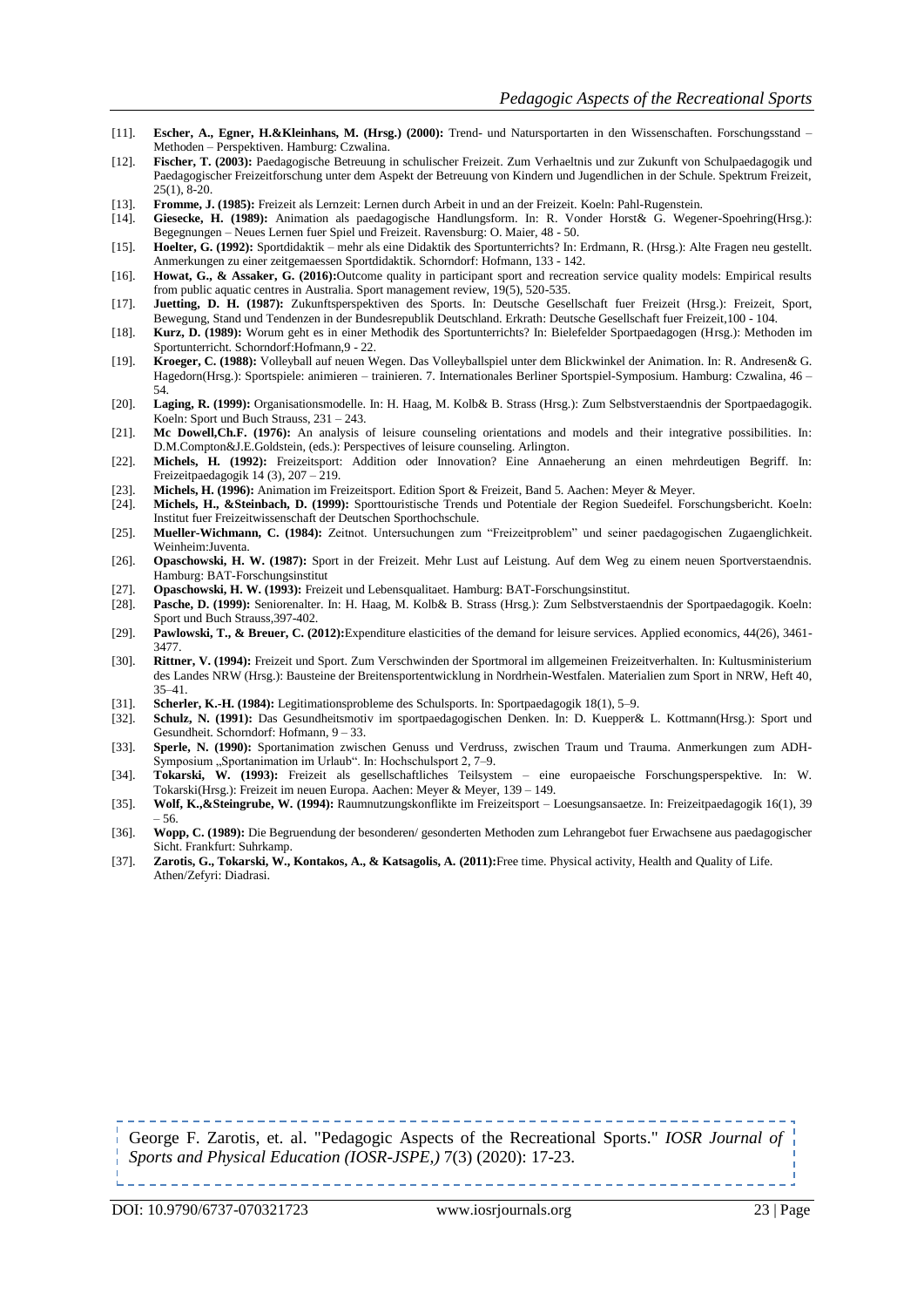[11]. **Escher, A., Egner, H.&Kleinhans, M. (Hrsg.) (2000):** Trend- und Natursportarten in den Wissenschaften. Forschungsstand – Methoden – Perspektiven. Hamburg: Czwalina.

[12]. **Fischer, T. (2003):** Paedagogische Betreuung in schulischer Freizeit. Zum Verhaeltnis und zur Zukunft von Schulpaedagogik und Paedagogischer Freizeitforschung unter dem Aspekt der Betreuung von Kindern und Jugendlichen in der Schule. Spektrum Freizeit, 25(1), 8-20.

[13]. **Fromme, J. (1985):** Freizeit als Lernzeit: Lernen durch Arbeit in und an der Freizeit. Koeln: Pahl-Rugenstein.

[14]. **Giesecke, H. (1989):** Animation als paedagogische Handlungsform. In: R. Vonder Horst& G. Wegener-Spoehring(Hrsg.): Begegnungen – Neues Lernen fuer Spiel und Freizeit. Ravensburg: O. Maier, 48 - 50.

[15]. **Hoelter, G. (1992):** Sportdidaktik – mehr als eine Didaktik des Sportunterrichts? In: Erdmann, R. (Hrsg.): Alte Fragen neu gestellt. Anmerkungen zu einer zeitgemaessen Sportdidaktik. Schorndorf: Hofmann, 133 - 142.

[16]. **Howat, G., & Assaker, G. (2016):**Outcome quality in participant sport and recreation service quality models: Empirical results from public aquatic centres in Australia. Sport management review, 19(5), 520-535.

[17]. **Juetting, D. H. (1987):** Zukunftsperspektiven des Sports. In: Deutsche Gesellschaft fuer Freizeit (Hrsg.): Freizeit, Sport, Bewegung, Stand und Tendenzen in der Bundesrepublik Deutschland. Erkrath: Deutsche Gesellschaft fuer Freizeit,100 - 104.

[18]. **Kurz, D. (1989):** Worum geht es in einer Methodik des Sportunterrichts? In: Bielefelder Sportpaedagogen (Hrsg.): Methoden im Sportunterricht. Schorndorf:Hofmann,9 - 22.

[19]. **Kroeger, C. (1988):** Volleyball auf neuen Wegen. Das Volleyballspiel unter dem Blickwinkel der Animation. In: R. Andresen& G. Hagedorn(Hrsg.): Sportspiele: animieren – trainieren. 7. Internationales Berliner Sportspiel-Symposium. Hamburg: Czwalina, 46 – 54.

[20]. **Laging, R. (1999):** Organisationsmodelle. In: H. Haag, M. Kolb& B. Strass (Hrsg.): Zum Selbstverstaendnis der Sportpaedagogik. Koeln: Sport und Buch Strauss, 231 – 243.

[21]. **Mc Dowell,Ch.F. (1976):** An analysis of leisure counseling orientations and models and their integrative possibilities. In: D.M.Compton&J.E.Goldstein, (eds.): Perspectives of leisure counseling. Arlington.

[22]. **Michels, H. (1992):** Freizeitsport: Addition oder Innovation? Eine Annaeherung an einen mehrdeutigen Begriff. In: Freizeitpaedagogik 14 (3), 207 – 219.

[23]. **Michels, H. (1996):** Animation im Freizeitsport. Edition Sport & Freizeit, Band 5. Aachen: Meyer & Meyer.

[24]. **Michels, H., &Steinbach, D. (1999):** Sporttouristische Trends und Potentiale der Region Suedeifel. Forschungsbericht. Koeln: Institut fuer Freizeitwissenschaft der Deutschen Sporthochschule.

[25]. **Mueller-Wichmann, C. (1984):** Zeitnot. Untersuchungen zum "Freizeitproblem" und seiner paedagogischen Zugaenglichkeit. Weinheim:Juventa.

[26]. **Opaschowski, H. W. (1987):** Sport in der Freizeit. Mehr Lust auf Leistung. Auf dem Weg zu einem neuen Sportverstaendnis. Hamburg: BAT-Forschungsinstitut

[27]. **Opaschowski, H. W. (1993):** Freizeit und Lebensqualitaet. Hamburg: BAT-Forschungsinstitut.

[28]. **Pasche, D. (1999):** Seniorenalter. In: H. Haag, M. Kolb& B. Strass (Hrsg.): Zum Selbstverstaendnis der Sportpaedagogik. Koeln: Sport und Buch Strauss,397-402.

[29]. **Pawlowski, T., & Breuer, C. (2012):**Expenditure elasticities of the demand for leisure services. Applied economics, 44(26), 3461-3477.

[30]. **Rittner, V. (1994):** Freizeit und Sport. Zum Verschwinden der Sportmoral im allgemeinen Freizeitverhalten. In: Kultusministerium des Landes NRW (Hrsg.): Bausteine der Breitensportentwicklung in Nordrhein-Westfalen. Materialien zum Sport in NRW, Heft 40, 35–41.

[31]. **Scherler, K.-H. (1984):** Legitimationsprobleme des Schulsports. In: Sportpaedagogik 18(1), 5–9.

[32]. **Schulz, N. (1991):** Das Gesundheitsmotiv im sportpaedagogischen Denken. In: D. Kuepper& L. Kottmann(Hrsg.): Sport und Gesundheit. Schorndorf: Hofmann, 9 – 33.

[33]. **Sperle, N. (1990):** Sportanimation zwischen Genuss und Verdruss, zwischen Traum und Trauma. Anmerkungen zum ADH-Symposium „Sportanimation im Urlaub". In: Hochschulsport 2, 7–9.

[34]. **Tokarski, W. (1993):** Freizeit als gesellschaftliches Teilsystem – eine europaeische Forschungsperspektive. In: W. Tokarski(Hrsg.): Freizeit im neuen Europa. Aachen: Meyer & Meyer, 139 – 149.

[35]. **Wolf, K.,&Steingrube, W. (1994):** Raumnutzungskonflikte im Freizeitsport – Loesungsansaetze. In: Freizeitpaedagogik 16(1), 39 – 56.

[36]. **Wopp, C. (1989):** Die Begruendung der besonderen/ gesonderten Methoden zum Lehrangebot fuer Erwachsene aus paedagogischer Sicht. Frankfurt: Suhrkamp.

[37]. **Zarotis, G., Tokarski, W., Kontakos, A., & Katsagolis, A. (2011):**Free time. Physical activity, Health and Quality of Life. Athen/Zefyri: Diadrasi.

George F. Zarotis, et. al. "Pedagogic Aspects of the Recreational Sports." *IOSR Journal of Sports and Physical Education (IOSR-JSPE,)* 7(3) (2020): 17-23.